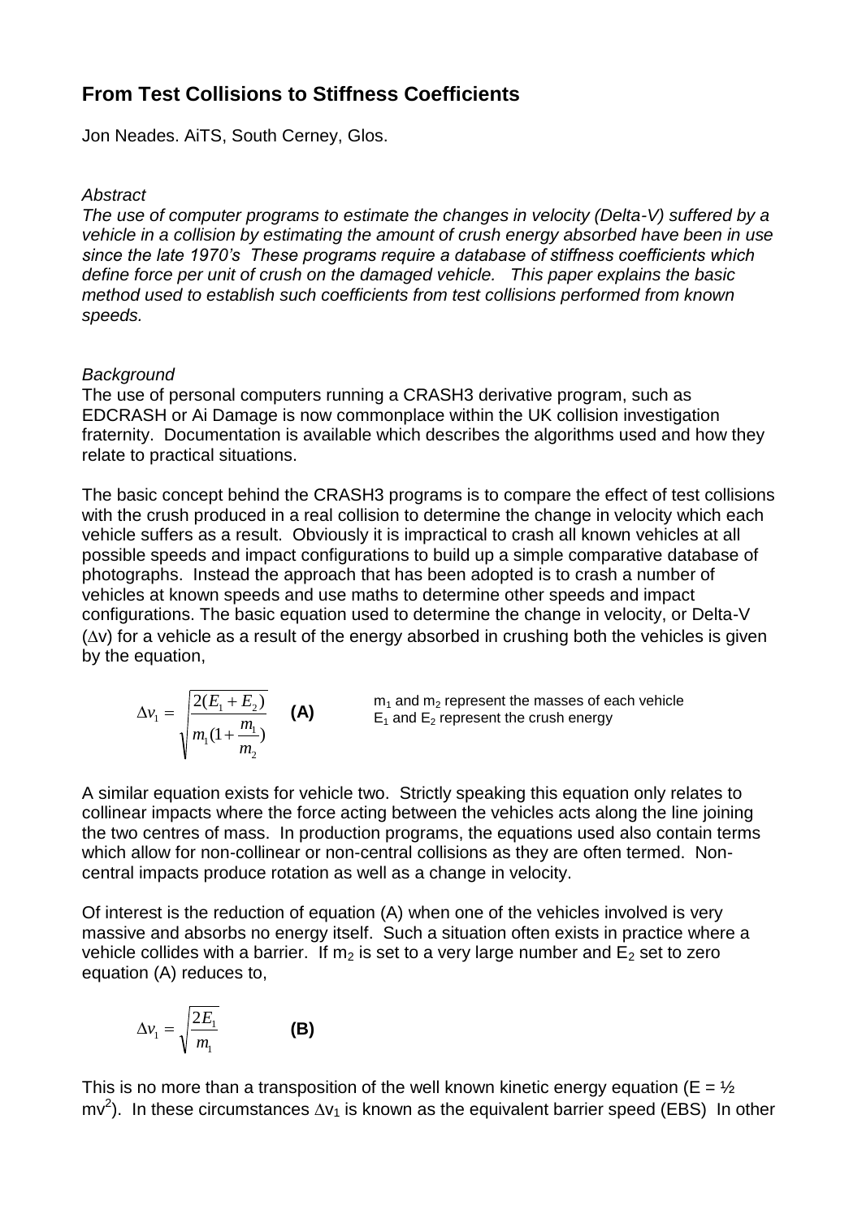## From Test Collisions to Stiffness Coefficients

Jon Neades. AiTS, South Cerney, Glos.

*Abstract*

*The use of computer programs to estimate the changes in velocity (Delta-V) suffered by a vehicle in a collision by estimating the amount of crush energy absorbed have been in use since the late 1970's These programs require a database of stiffness coefficients which define force per unit of crush on the damaged vehicle. This paper explains the basic method used to establish such coefficients from test collisions performed from known speeds.*

*Background*

The use of personal computers running a CRASH3 derivative program, such as EDCRASH or Ai Damage is now commonplace within the UK collision investigation fraternity. Documentation is available which describes the algorithms used and how they relate to practical situations.

The basic concept behind the CRASH3 programs is to compare the effect of test collisions with the crush produced in a real collision to determine the change in velocity which each vehicle suffers as a result. Obviously it is impractical to crash all known vehicles at all possible speeds and impact configurations to build up a simple comparative database of photographs. Instead the approach that has been adopted is to crash a number of vehicles at known speeds and use maths to determine other speeds and impact configurations. The basic equation used to determine the change in velocity, or Delta-V ($\Delta v$) for a vehicle as a result of the energy absorbed in crushing both the vehicles is given by the equation,

$$\Delta v_1 = \sqrt{\frac{2(E_1 + E_2)}{m_1(1 + \frac{m_1}{m_2})}} \quad \textbf{(A)}$$

$m_1$ and $m_2$ represent the masses of each vehicle
$E_1$ and $E_2$ represent the crush energy

A similar equation exists for vehicle two. Strictly speaking this equation only relates to collinear impacts where the force acting between the vehicles acts along the line joining the two centres of mass. In production programs, the equations used also contain terms which allow for non-collinear or non-central collisions as they are often termed. Non-central impacts produce rotation as well as a change in velocity.

Of interest is the reduction of equation (A) when one of the vehicles involved is very massive and absorbs no energy itself. Such a situation often exists in practice where a vehicle collides with a barrier. If $m_2$ is set to a very large number and $E_2$ set to zero equation (A) reduces to,

$$\Delta v_1 = \sqrt{\frac{2E_1}{m_1}} \quad \textbf{(B)}$$

This is no more than a transposition of the well known kinetic energy equation ($E = \frac{1}{2} mv^2$). In these circumstances $\Delta v_1$ is known as the equivalent barrier speed (EBS) In other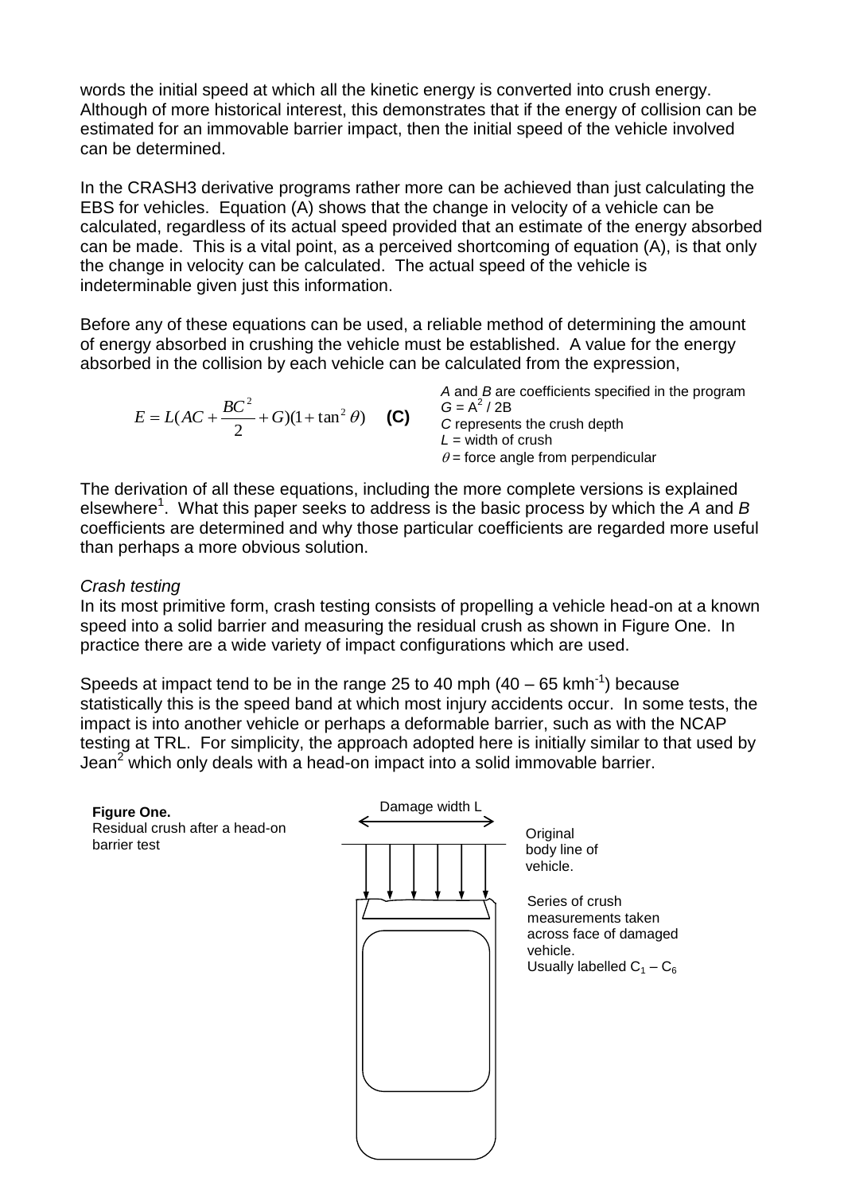words the initial speed at which all the kinetic energy is converted into crush energy. Although of more historical interest, this demonstrates that if the energy of collision can be estimated for an immovable barrier impact, then the initial speed of the vehicle involved can be determined.

In the CRASH3 derivative programs rather more can be achieved than just calculating the EBS for vehicles. Equation (A) shows that the change in velocity of a vehicle can be calculated, regardless of its actual speed provided that an estimate of the energy absorbed can be made. This is a vital point, as a perceived shortcoming of equation (A), is that only the change in velocity can be calculated. The actual speed of the vehicle is indeterminable given just this information.

Before any of these equations can be used, a reliable method of determining the amount of energy absorbed in crushing the vehicle must be established. A value for the energy absorbed in the collision by each vehicle can be calculated from the expression,

$$E = L(AC + \frac{BC^2}{2} + G)(1 + \tan^2\theta) \quad \textbf{(C)}$$

*A* and *B* are coefficients specified in the program
$G = A^2 / 2B$
*C* represents the crush depth
*L* = width of crush
$\theta$ = force angle from perpendicular

The derivation of all these equations, including the more complete versions is explained elsewhere[1]. What this paper seeks to address is the basic process by which the *A* and *B* coefficients are determined and why those particular coefficients are regarded more useful than perhaps a more obvious solution.

*Crash testing*

In its most primitive form, crash testing consists of propelling a vehicle head-on at a known speed into a solid barrier and measuring the residual crush as shown in Figure One. In practice there are a wide variety of impact configurations which are used.

Speeds at impact tend to be in the range 25 to 40 mph (40 – 65 $kmh^{-1}$) because statistically this is the speed band at which most injury accidents occur. In some tests, the impact is into another vehicle or perhaps a deformable barrier, such as with the NCAP testing at TRL. For simplicity, the approach adopted here is initially similar to that used by Jean[2] which only deals with a head-on impact into a solid immovable barrier.

**Figure One.**
Residual crush after a head-on barrier test

Damage width L

Original body line of vehicle.

Series of crush measurements taken across face of damaged vehicle.
Usually labelled $C_1$ – $C_6$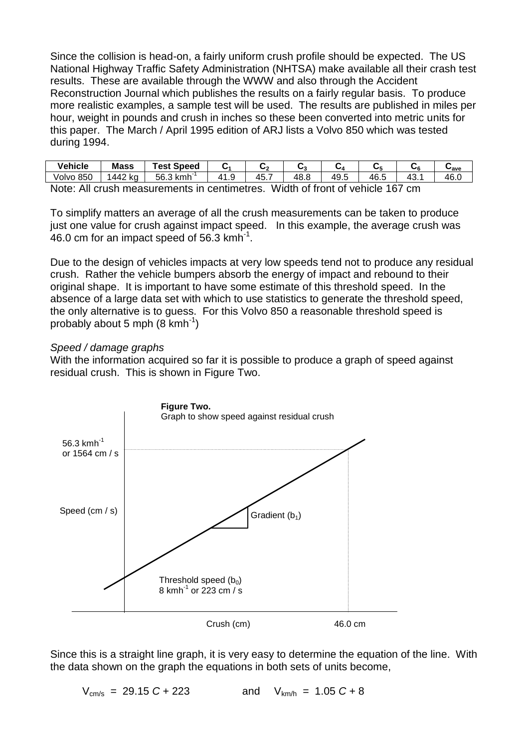Since the collision is head-on, a fairly uniform crush profile should be expected. The US National Highway Traffic Safety Administration (NHTSA) make available all their crash test results. These are available through the WWW and also through the Accident Reconstruction Journal which publishes the results on a fairly regular basis. To produce more realistic examples, a sample test will be used. The results are published in miles per hour, weight in pounds and crush in inches so these been converted into metric units for this paper. The March / April 1995 edition of ARJ lists a Volvo 850 which was tested during 1994.

| Vehicle | Mass | Test Speed | $C_1$ | $C_2$ | $C_3$ | $C_4$ | $C_5$ | $C_6$ | $C_{ave}$ |
|---|---|---|---|---|---|---|---|---|---|
| Volvo 850 | 1442 kg | 56.3 $kmh^{-1}$ | 41.9 | 45.7 | 48.8 | 49.5 | 46.5 | 43.1 | 46.0 |

Note: All crush measurements in centimetres. Width of front of vehicle 167 cm

To simplify matters an average of all the crush measurements can be taken to produce just one value for crush against impact speed. In this example, the average crush was 46.0 cm for an impact speed of 56.3 $kmh^{-1}$.

Due to the design of vehicles impacts at very low speeds tend not to produce any residual crush. Rather the vehicle bumpers absorb the energy of impact and rebound to their original shape. It is important to have some estimate of this threshold speed. In the absence of a large data set with which to use statistics to generate the threshold speed, the only alternative is to guess. For this Volvo 850 a reasonable threshold speed is probably about 5 mph (8 $kmh^{-1}$)

*Speed / damage graphs*

With the information acquired so far it is possible to produce a graph of speed against residual crush. This is shown in Figure Two.

**Figure Two.**
Graph to show speed against residual crush

56.3 $kmh^{-1}$
or 1564 cm / s

Speed (cm / s)

Gradient ($b_1$)

Threshold speed ($b_0$)
8 $kmh^{-1}$ or 223 cm / s

Crush (cm)

46.0 cm

Since this is a straight line graph, it is very easy to determine the equation of the line. With the data shown on the graph the equations in both sets of units become,

$$V_{cm/s} = 29.15\,C + 223 \qquad \text{and} \qquad V_{km/h} = 1.05\,C + 8$$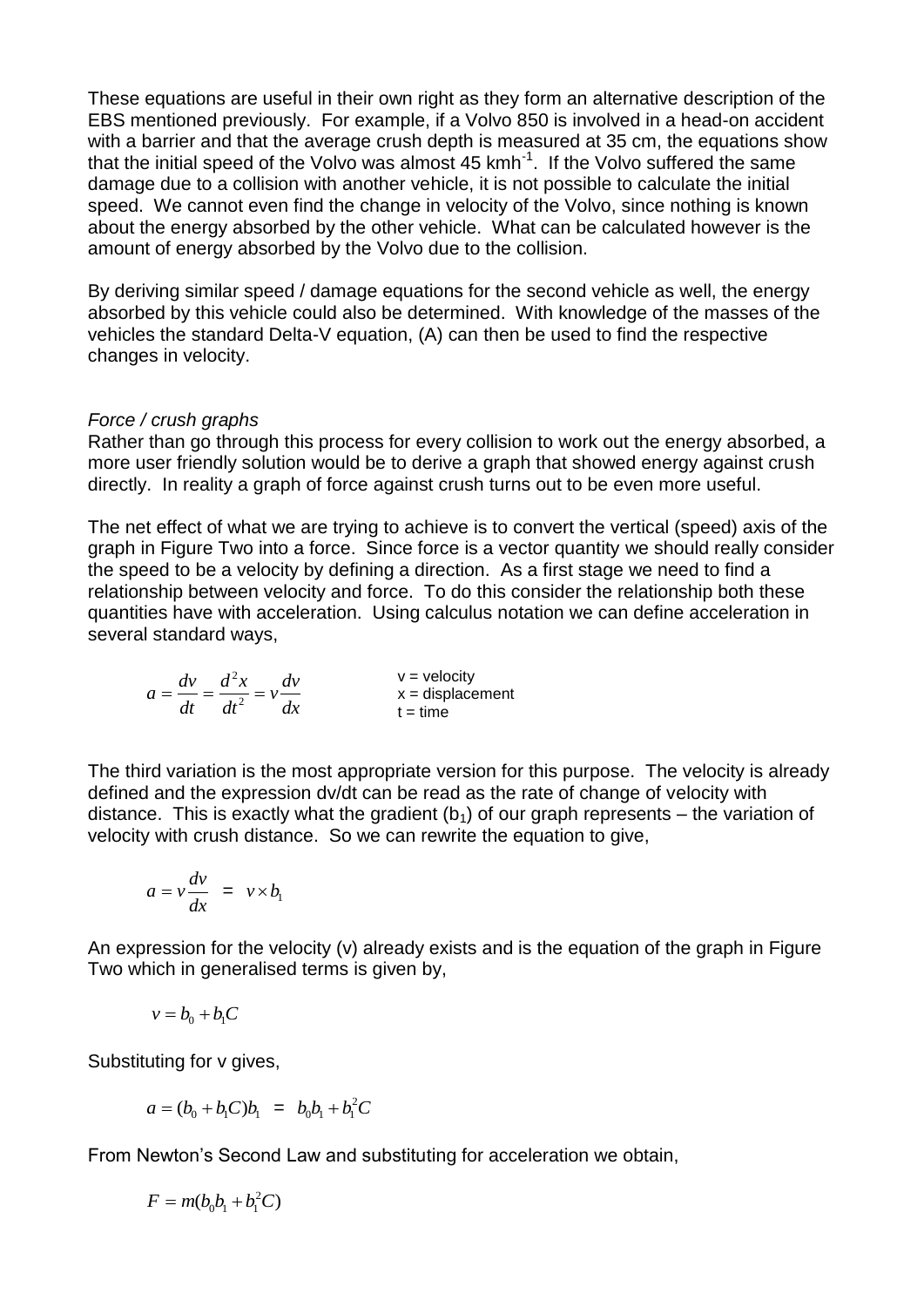These equations are useful in their own right as they form an alternative description of the EBS mentioned previously. For example, if a Volvo 850 is involved in a head-on accident with a barrier and that the average crush depth is measured at 35 cm, the equations show that the initial speed of the Volvo was almost 45 $kmh^{-1}$. If the Volvo suffered the same damage due to a collision with another vehicle, it is not possible to calculate the initial speed. We cannot even find the change in velocity of the Volvo, since nothing is known about the energy absorbed by the other vehicle. What can be calculated however is the amount of energy absorbed by the Volvo due to the collision.

By deriving similar speed / damage equations for the second vehicle as well, the energy absorbed by this vehicle could also be determined. With knowledge of the masses of the vehicles the standard Delta-V equation, (A) can then be used to find the respective changes in velocity.

*Force / crush graphs*

Rather than go through this process for every collision to work out the energy absorbed, a more user friendly solution would be to derive a graph that showed energy against crush directly. In reality a graph of force against crush turns out to be even more useful.

The net effect of what we are trying to achieve is to convert the vertical (speed) axis of the graph in Figure Two into a force. Since force is a vector quantity we should really consider the speed to be a velocity by defining a direction. As a first stage we need to find a relationship between velocity and force. To do this consider the relationship both these quantities have with acceleration. Using calculus notation we can define acceleration in several standard ways,

$$a = \frac{dv}{dt} = \frac{d^2x}{dt^2} = v\frac{dv}{dx}$$

v = velocity
x = displacement
t = time

The third variation is the most appropriate version for this purpose. The velocity is already defined and the expression dv/dt can be read as the rate of change of velocity with distance. This is exactly what the gradient ($b_1$) of our graph represents – the variation of velocity with crush distance. So we can rewrite the equation to give,

$$a = v\frac{dv}{dx} = v \times b_1$$

An expression for the velocity (v) already exists and is the equation of the graph in Figure Two which in generalised terms is given by,

$$v = b_0 + b_1 C$$

Substituting for v gives,

$$a = (b_0 + b_1 C)b_1 = b_0 b_1 + b_1^2 C$$

From Newton's Second Law and substituting for acceleration we obtain,

$$F = m(b_0 b_1 + b_1^2 C)$$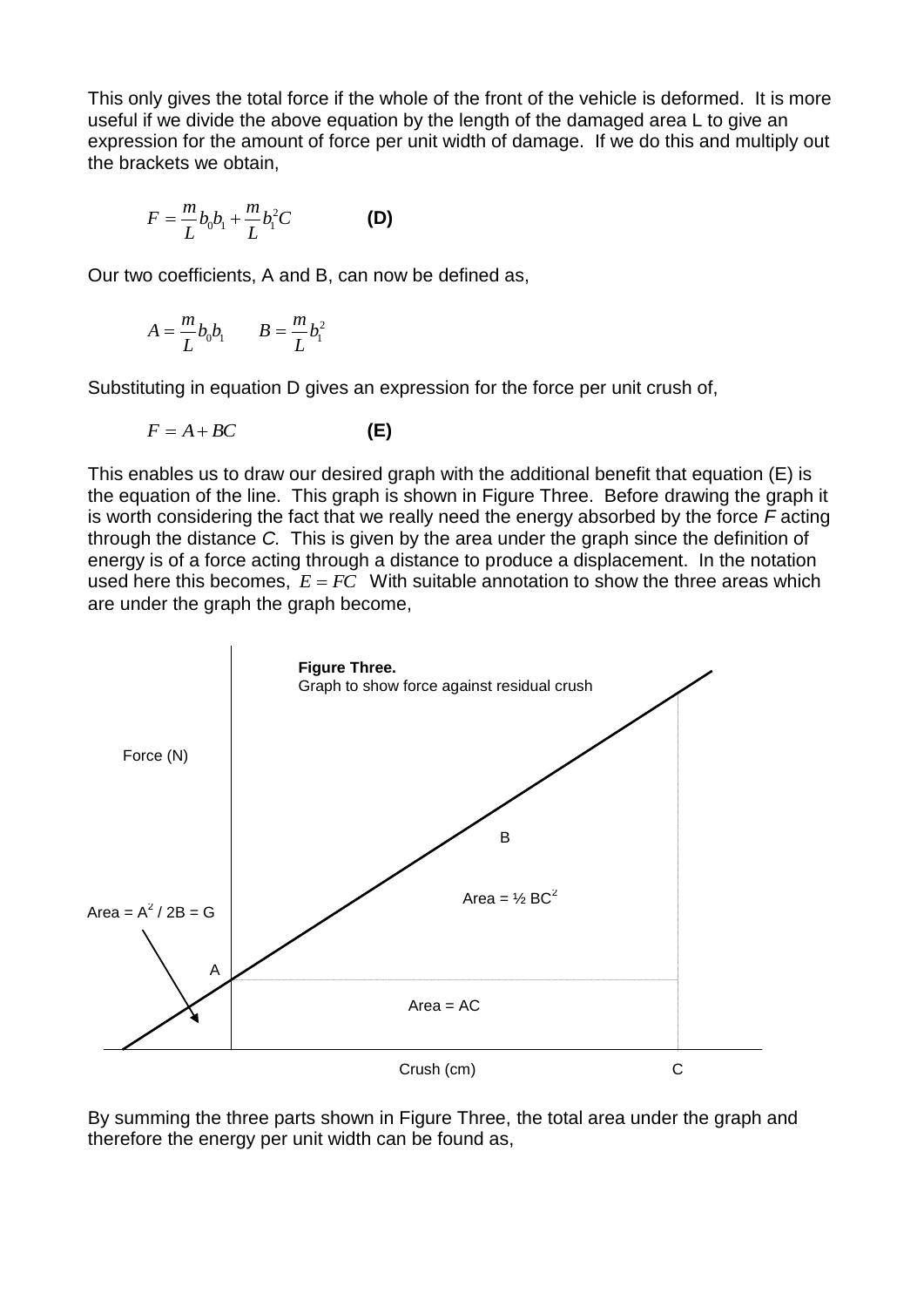This only gives the total force if the whole of the front of the vehicle is deformed. It is more useful if we divide the above equation by the length of the damaged area L to give an expression for the amount of force per unit width of damage. If we do this and multiply out the brackets we obtain,

$$F = \frac{m}{L} b_0 b_1 + \frac{m}{L} b_1^2 C \qquad \textbf{(D)}$$

Our two coefficients, A and B, can now be defined as,

$$A = \frac{m}{L} b_0 b_1 \qquad B = \frac{m}{L} b_1^2$$

Substituting in equation D gives an expression for the force per unit crush of,

$$F = A + BC \qquad \textbf{(E)}$$

This enables us to draw our desired graph with the additional benefit that equation (E) is the equation of the line. This graph is shown in Figure Three. Before drawing the graph it is worth considering the fact that we really need the energy absorbed by the force *F* acting through the distance *C*. This is given by the area under the graph since the definition of energy is of a force acting through a distance to produce a displacement. In the notation used here this becomes, $E = FC$ With suitable annotation to show the three areas which are under the graph the graph become,

**Figure Three.**
Graph to show force against residual crush

Force (N)

B

Area = ½ BC²

Area = A² / 2B = G

A

Area = AC

Crush (cm)

C

By summing the three parts shown in Figure Three, the total area under the graph and therefore the energy per unit width can be found as,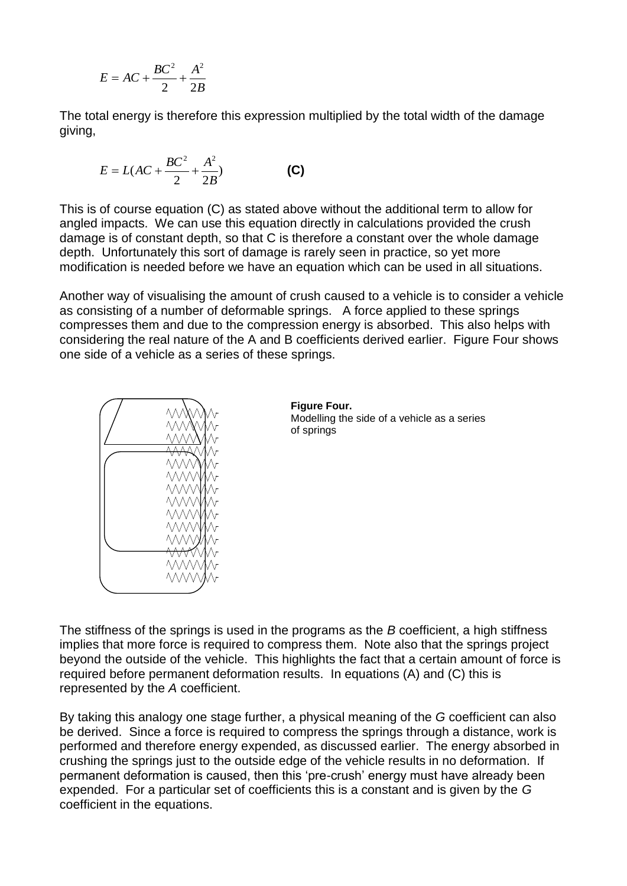$$E = AC + \frac{BC^2}{2} + \frac{A^2}{2B}$$

The total energy is therefore this expression multiplied by the total width of the damage giving,

$$E = L(AC + \frac{BC^2}{2} + \frac{A^2}{2B}) \qquad \textbf{(C)}$$

This is of course equation (C) as stated above without the additional term to allow for angled impacts. We can use this equation directly in calculations provided the crush damage is of constant depth, so that C is therefore a constant over the whole damage depth. Unfortunately this sort of damage is rarely seen in practice, so yet more modification is needed before we have an equation which can be used in all situations.

Another way of visualising the amount of crush caused to a vehicle is to consider a vehicle as consisting of a number of deformable springs. A force applied to these springs compresses them and due to the compression energy is absorbed. This also helps with considering the real nature of the A and B coefficients derived earlier. Figure Four shows one side of a vehicle as a series of these springs.

**Figure Four.**
Modelling the side of a vehicle as a series of springs

The stiffness of the springs is used in the programs as the *B* coefficient, a high stiffness implies that more force is required to compress them. Note also that the springs project beyond the outside of the vehicle. This highlights the fact that a certain amount of force is required before permanent deformation results. In equations (A) and (C) this is represented by the *A* coefficient.

By taking this analogy one stage further, a physical meaning of the *G* coefficient can also be derived. Since a force is required to compress the springs through a distance, work is performed and therefore energy expended, as discussed earlier. The energy absorbed in crushing the springs just to the outside edge of the vehicle results in no deformation. If permanent deformation is caused, then this 'pre-crush' energy must have already been expended. For a particular set of coefficients this is a constant and is given by the *G* coefficient in the equations.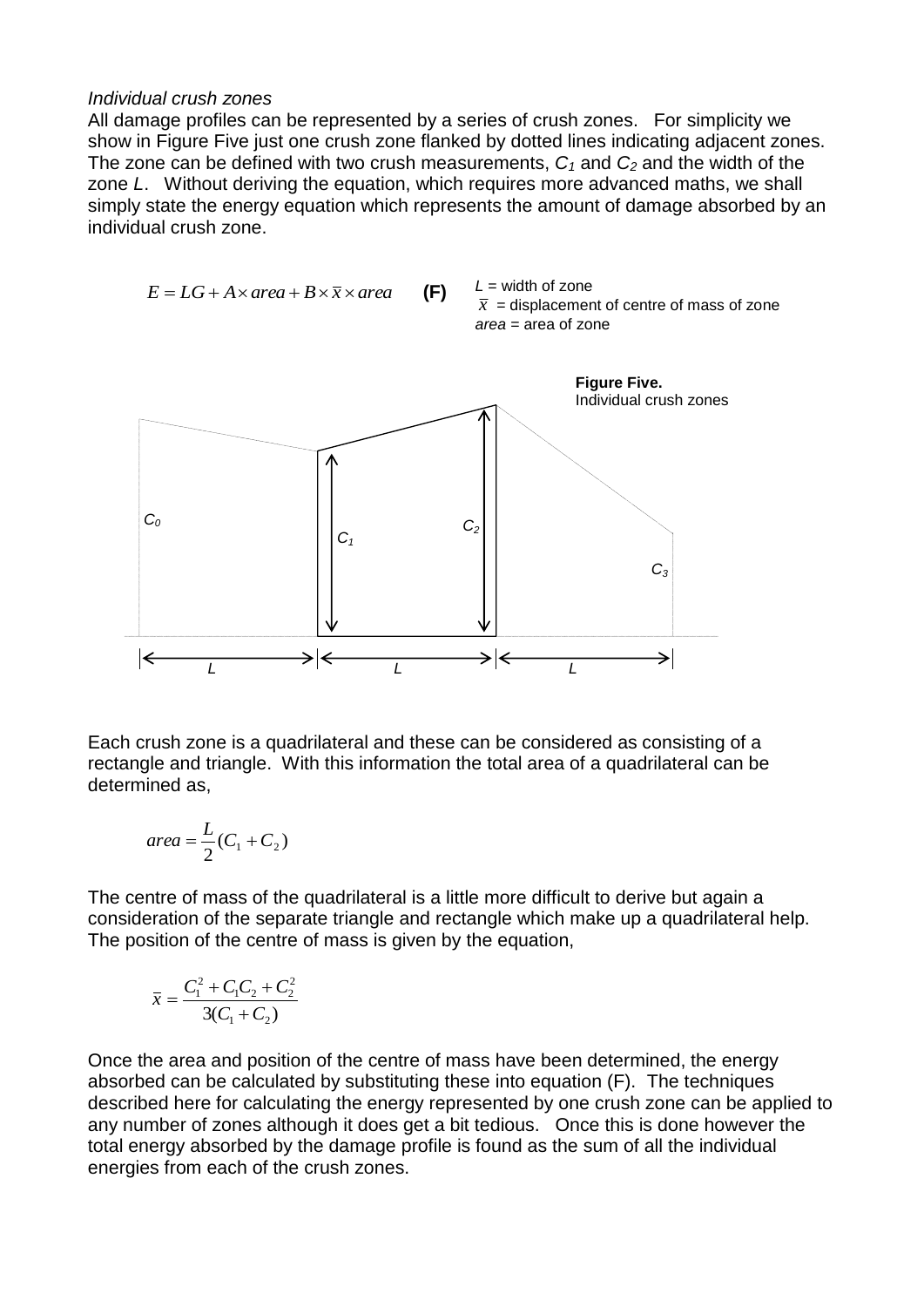*Individual crush zones*

All damage profiles can be represented by a series of crush zones. For simplicity we show in Figure Five just one crush zone flanked by dotted lines indicating adjacent zones. The zone can be defined with two crush measurements, $C_1$ and $C_2$ and the width of the zone $L$. Without deriving the equation, which requires more advanced maths, we shall simply state the energy equation which represents the amount of damage absorbed by an individual crush zone.

$$E = LG + A \times area + B \times \bar{x} \times area \qquad \textbf{(F)}$$

$L$ = width of zone
$\bar{x}$ = displacement of centre of mass of zone
*area* = area of zone

**Figure Five.**
Individual crush zones

$C_0$
$C_1$
$C_2$
$C_3$
$L$ $L$ $L$

Each crush zone is a quadrilateral and these can be considered as consisting of a rectangle and triangle. With this information the total area of a quadrilateral can be determined as,

$$area = \frac{L}{2}(C_1 + C_2)$$

The centre of mass of the quadrilateral is a little more difficult to derive but again a consideration of the separate triangle and rectangle which make up a quadrilateral help. The position of the centre of mass is given by the equation,

$$\bar{x} = \frac{C_1^2 + C_1C_2 + C_2^2}{3(C_1 + C_2)}$$

Once the area and position of the centre of mass have been determined, the energy absorbed can be calculated by substituting these into equation (F). The techniques described here for calculating the energy represented by one crush zone can be applied to any number of zones although it does get a bit tedious. Once this is done however the total energy absorbed by the damage profile is found as the sum of all the individual energies from each of the crush zones.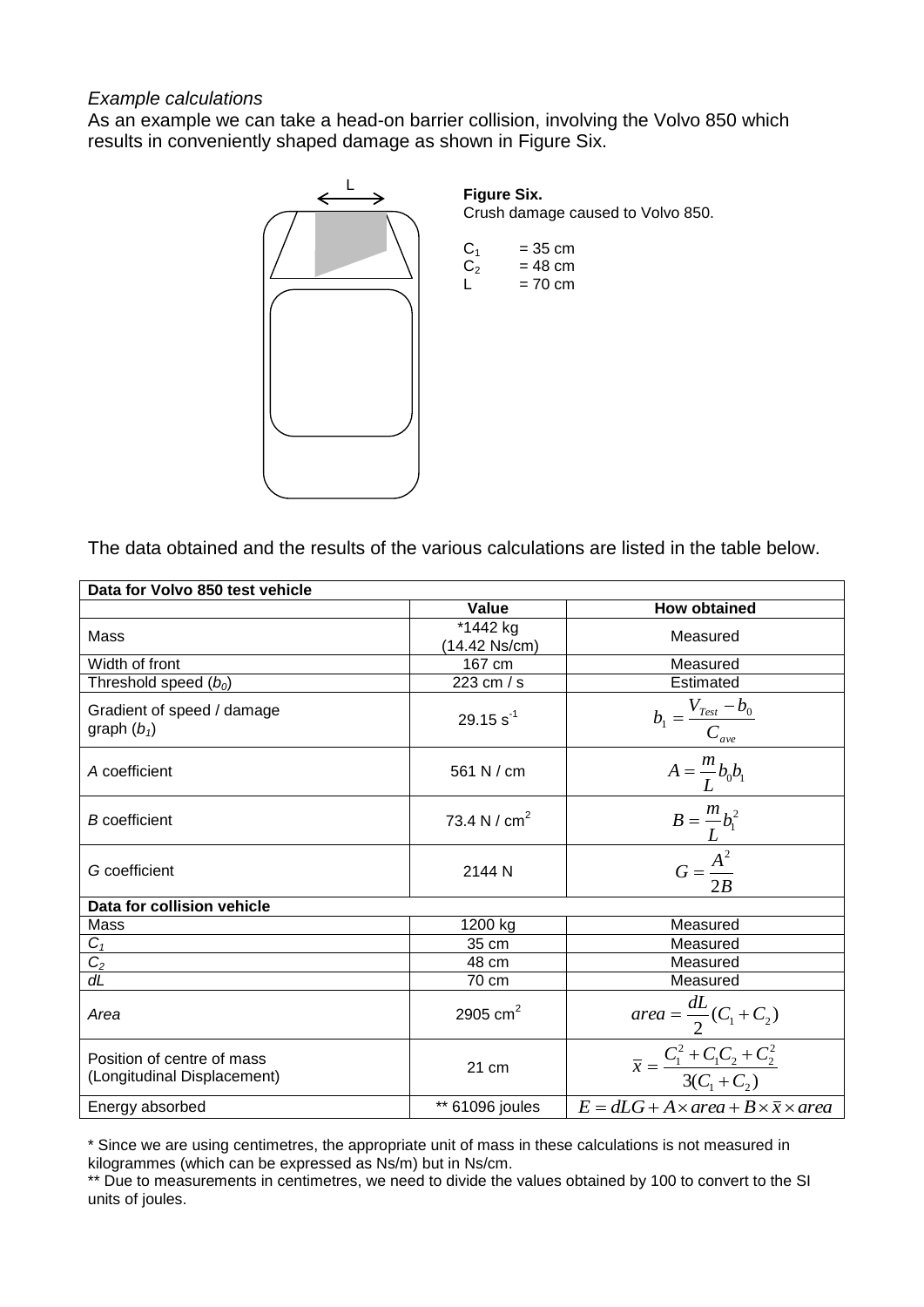*Example calculations*

As an example we can take a head-on barrier collision, involving the Volvo 850 which results in conveniently shaped damage as shown in Figure Six.

L

**Figure Six.**
Crush damage caused to Volvo 850.

$C_1$ = 35 cm
$C_2$ = 48 cm
L = 70 cm

The data obtained and the results of the various calculations are listed in the table below.

| Data for Volvo 850 test vehicle | | |
|---|---|---|
| | **Value** | **How obtained** |
| Mass | *1442 kg (14.42 Ns/cm) | Measured |
| Width of front | 167 cm | Measured |
| Threshold speed ($b_0$) | 223 cm / s | Estimated |
| Gradient of speed / damage graph ($b_1$) | 29.15 $s^{-1}$ | $b_1 = \dfrac{V_{Test} - b_0}{C_{ave}}$ |
| *A* coefficient | 561 N / cm | $A = \dfrac{m}{L} b_0 b_1$ |
| *B* coefficient | 73.4 N / $cm^2$ | $B = \dfrac{m}{L} b_1^2$ |
| *G* coefficient | 2144 N | $G = \dfrac{A^2}{2B}$ |
| **Data for collision vehicle** | | |
| Mass | 1200 kg | Measured |
| $C_1$ | 35 cm | Measured |
| $C_2$ | 48 cm | Measured |
| $dL$ | 70 cm | Measured |
| *Area* | 2905 $cm^2$ | $area = \dfrac{dL}{2}(C_1 + C_2)$ |
| Position of centre of mass (Longitudinal Displacement) | 21 cm | $\bar{x} = \dfrac{C_1^2 + C_1 C_2 + C_2^2}{3(C_1 + C_2)}$ |
| Energy absorbed | ** 61096 joules | $E = dLG + A \times area + B \times \bar{x} \times area$ |

\* Since we are using centimetres, the appropriate unit of mass in these calculations is not measured in kilogrammes (which can be expressed as Ns/m) but in Ns/cm.

** Due to measurements in centimetres, we need to divide the values obtained by 100 to convert to the SI units of joules.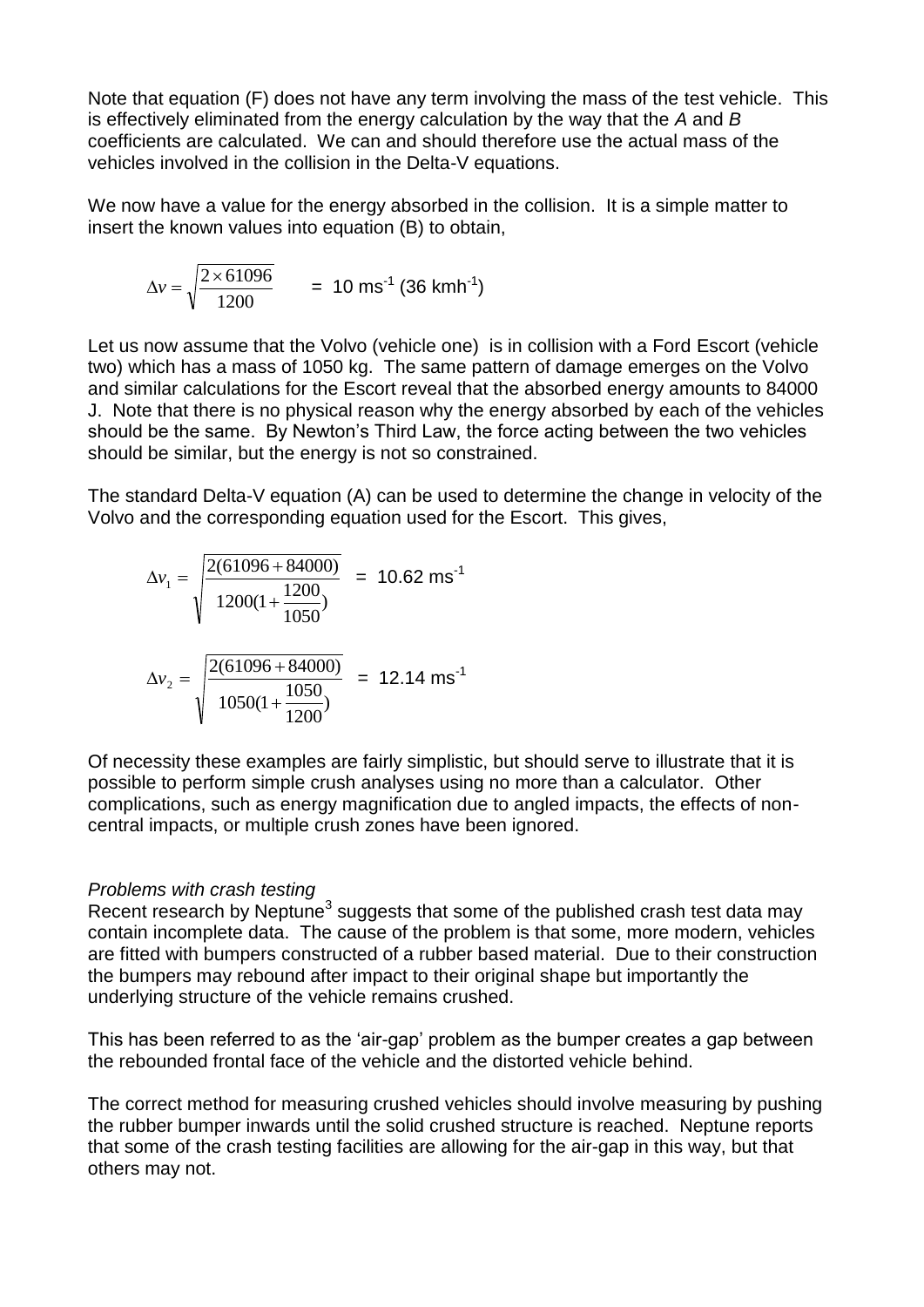Note that equation (F) does not have any term involving the mass of the test vehicle. This is effectively eliminated from the energy calculation by the way that the *A* and *B* coefficients are calculated. We can and should therefore use the actual mass of the vehicles involved in the collision in the Delta-V equations.

We now have a value for the energy absorbed in the collision. It is a simple matter to insert the known values into equation (B) to obtain,

$$\Delta v = \sqrt{\frac{2 \times 61096}{1200}} \quad = 10 \text{ ms}^{-1} \text{ (36 kmh}^{-1}\text{)}$$

Let us now assume that the Volvo (vehicle one) is in collision with a Ford Escort (vehicle two) which has a mass of 1050 kg. The same pattern of damage emerges on the Volvo and similar calculations for the Escort reveal that the absorbed energy amounts to 84000 J. Note that there is no physical reason why the energy absorbed by each of the vehicles should be the same. By Newton's Third Law, the force acting between the two vehicles should be similar, but the energy is not so constrained.

The standard Delta-V equation (A) can be used to determine the change in velocity of the Volvo and the corresponding equation used for the Escort. This gives,

$$\Delta v_1 = \sqrt{\frac{2(61096 + 84000)}{1200(1 + \frac{1200}{1050})}} = 10.62 \text{ ms}^{-1}$$

$$\Delta v_2 = \sqrt{\frac{2(61096 + 84000)}{1050(1 + \frac{1050}{1200})}} = 12.14 \text{ ms}^{-1}$$

Of necessity these examples are fairly simplistic, but should serve to illustrate that it is possible to perform simple crush analyses using no more than a calculator. Other complications, such as energy magnification due to angled impacts, the effects of non-central impacts, or multiple crush zones have been ignored.

### *Problems with crash testing*

Recent research by Neptune[3] suggests that some of the published crash test data may contain incomplete data. The cause of the problem is that some, more modern, vehicles are fitted with bumpers constructed of a rubber based material. Due to their construction the bumpers may rebound after impact to their original shape but importantly the underlying structure of the vehicle remains crushed.

This has been referred to as the 'air-gap' problem as the bumper creates a gap between the rebounded frontal face of the vehicle and the distorted vehicle behind.

The correct method for measuring crushed vehicles should involve measuring by pushing the rubber bumper inwards until the solid crushed structure is reached. Neptune reports that some of the crash testing facilities are allowing for the air-gap in this way, but that others may not.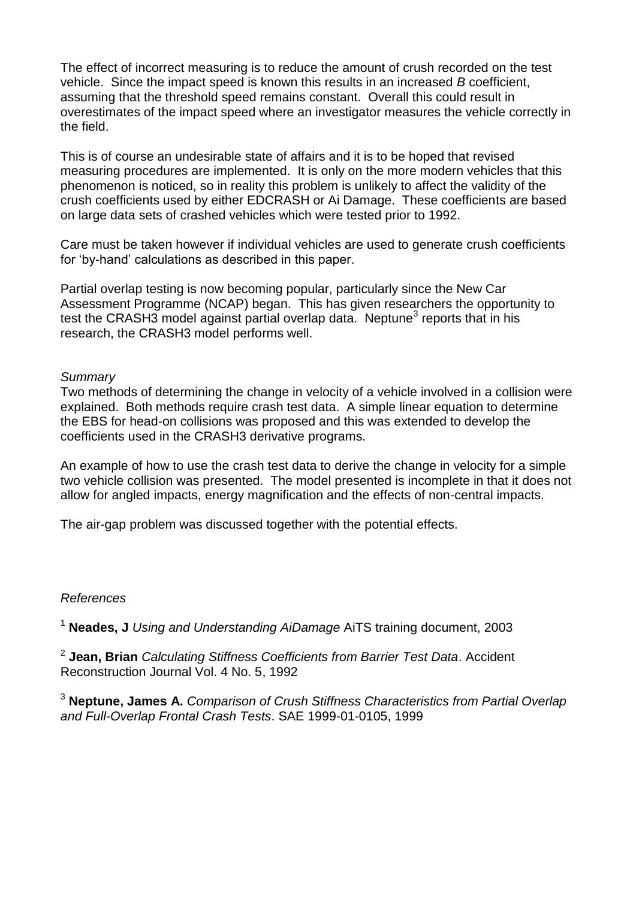The effect of incorrect measuring is to reduce the amount of crush recorded on the test vehicle. Since the impact speed is known this results in an increased *B* coefficient, assuming that the threshold speed remains constant. Overall this could result in overestimates of the impact speed where an investigator measures the vehicle correctly in the field.

This is of course an undesirable state of affairs and it is to be hoped that revised measuring procedures are implemented. It is only on the more modern vehicles that this phenomenon is noticed, so in reality this problem is unlikely to affect the validity of the crush coefficients used by either EDCRASH or Ai Damage. These coefficients are based on large data sets of crashed vehicles which were tested prior to 1992.

Care must be taken however if individual vehicles are used to generate crush coefficients for 'by-hand' calculations as described in this paper.

Partial overlap testing is now becoming popular, particularly since the New Car Assessment Programme (NCAP) began. This has given researchers the opportunity to test the CRASH3 model against partial overlap data. Neptune[3] reports that in his research, the CRASH3 model performs well.

*Summary*

Two methods of determining the change in velocity of a vehicle involved in a collision were explained. Both methods require crash test data. A simple linear equation to determine the EBS for head-on collisions was proposed and this was extended to develop the coefficients used in the CRASH3 derivative programs.

An example of how to use the crash test data to derive the change in velocity for a simple two vehicle collision was presented. The model presented is incomplete in that it does not allow for angled impacts, energy magnification and the effects of non-central impacts.

The air-gap problem was discussed together with the potential effects.

*References*

[1] **Neades, J** *Using and Understanding AiDamage* AiTS training document, 2003

[2] **Jean, Brian** *Calculating Stiffness Coefficients from Barrier Test Data*. Accident Reconstruction Journal Vol. 4 No. 5, 1992

[3] **Neptune, James A.** *Comparison of Crush Stiffness Characteristics from Partial Overlap and Full-Overlap Frontal Crash Tests*. SAE 1999-01-0105, 1999